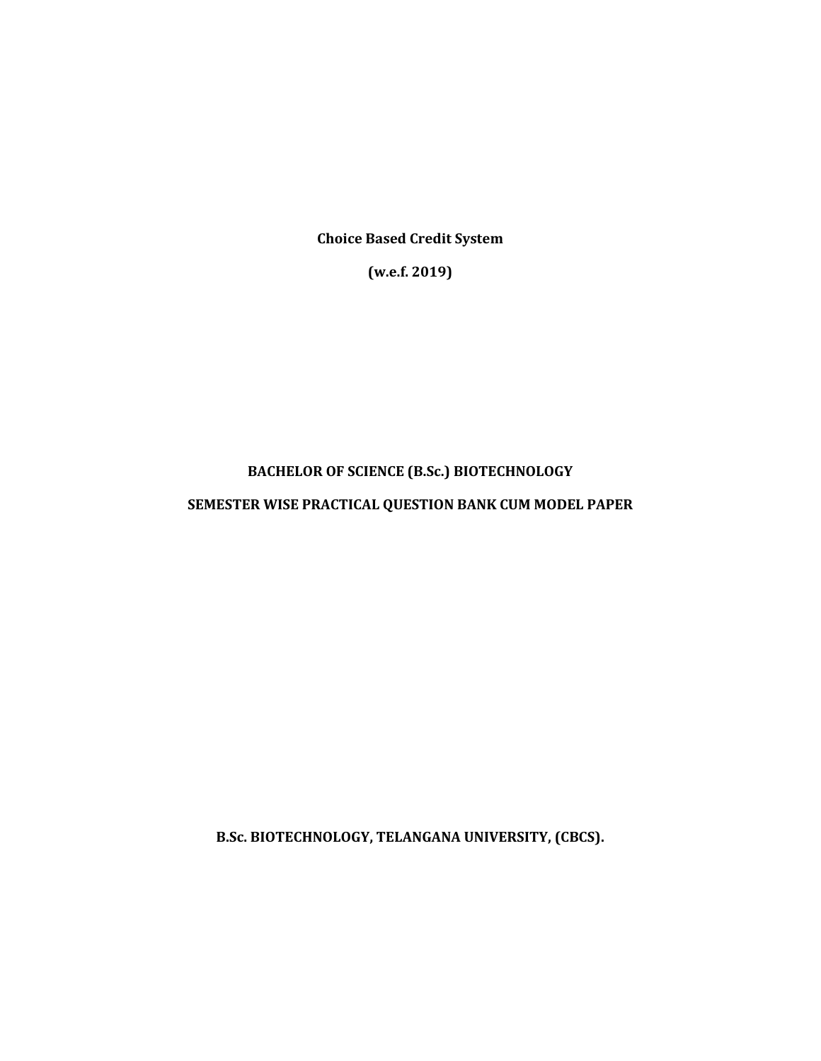**Choice Based Credit System**

**(w.e.f. 2019)**

# BACHELOR OF SCIENCE (B.Sc.) BIOTECHNOLOGY

## SEMESTER WISE PRACTICAL QUESTION BANK CUM MODEL PAPER

**B.Sc. BIOTECHNOLOGY, TELANGANA UNIVERSITY, (CBCS).**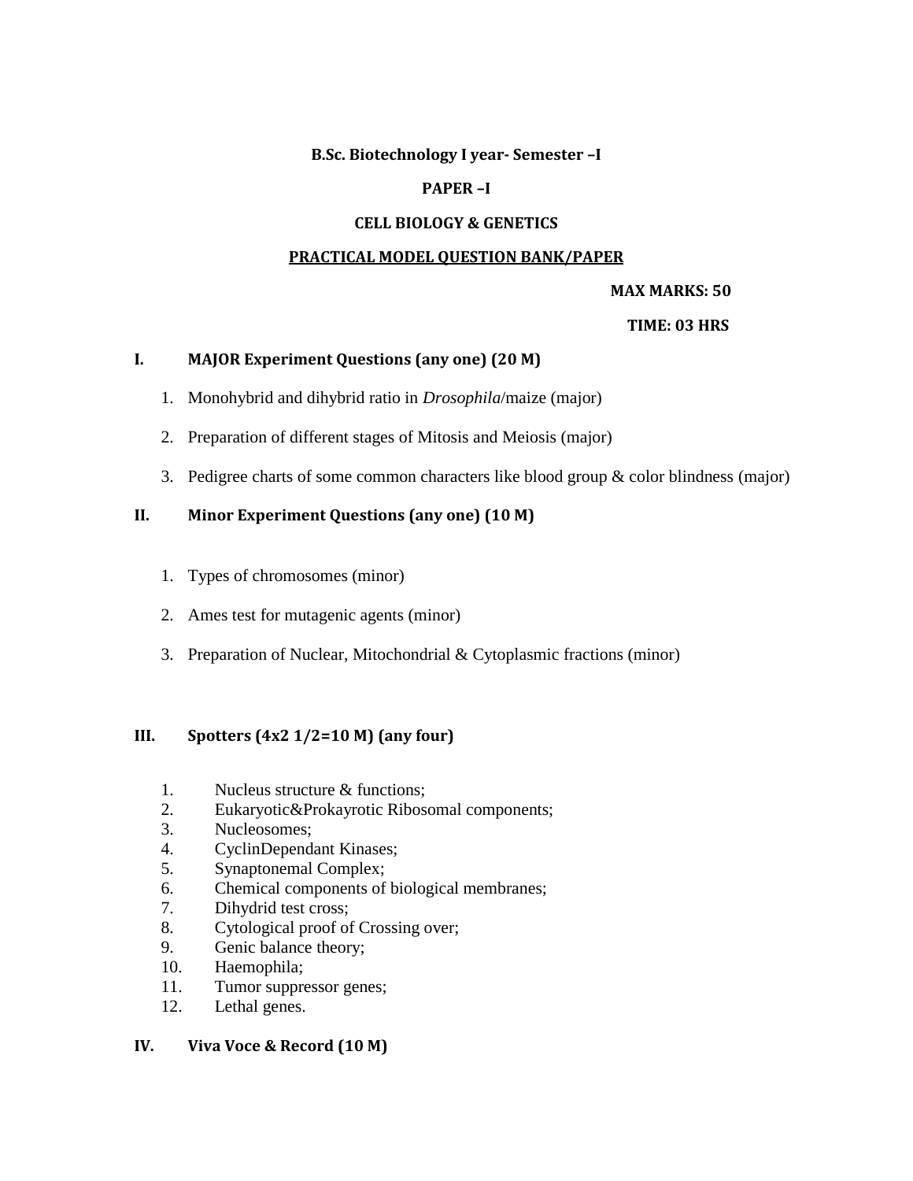**B.Sc. Biotechnology I year- Semester –I**

**PAPER –I**

**CELL BIOLOGY & GENETICS**

**PRACTICAL MODEL QUESTION BANK/PAPER**

**MAX MARKS: 50**

**TIME: 03 HRS**

## I. MAJOR Experiment Questions (any one) (20 M)

1. Monohybrid and dihybrid ratio in *Drosophila*/maize (major)
2. Preparation of different stages of Mitosis and Meiosis (major)
3. Pedigree charts of some common characters like blood group & color blindness (major)

## II. Minor Experiment Questions (any one) (10 M)

1. Types of chromosomes (minor)
2. Ames test for mutagenic agents (minor)
3. Preparation of Nuclear, Mitochondrial & Cytoplasmic fractions (minor)

## III. Spotters (4x2 1/2=10 M) (any four)

1. Nucleus structure & functions;
2. Eukaryotic&Prokayrotic Ribosomal components;
3. Nucleosomes;
4. CyclinDependant Kinases;
5. Synaptonemal Complex;
6. Chemical components of biological membranes;
7. Dihydrid test cross;
8. Cytological proof of Crossing over;
9. Genic balance theory;
10. Haemophila;
11. Tumor suppressor genes;
12. Lethal genes.

## IV. Viva Voce & Record (10 M)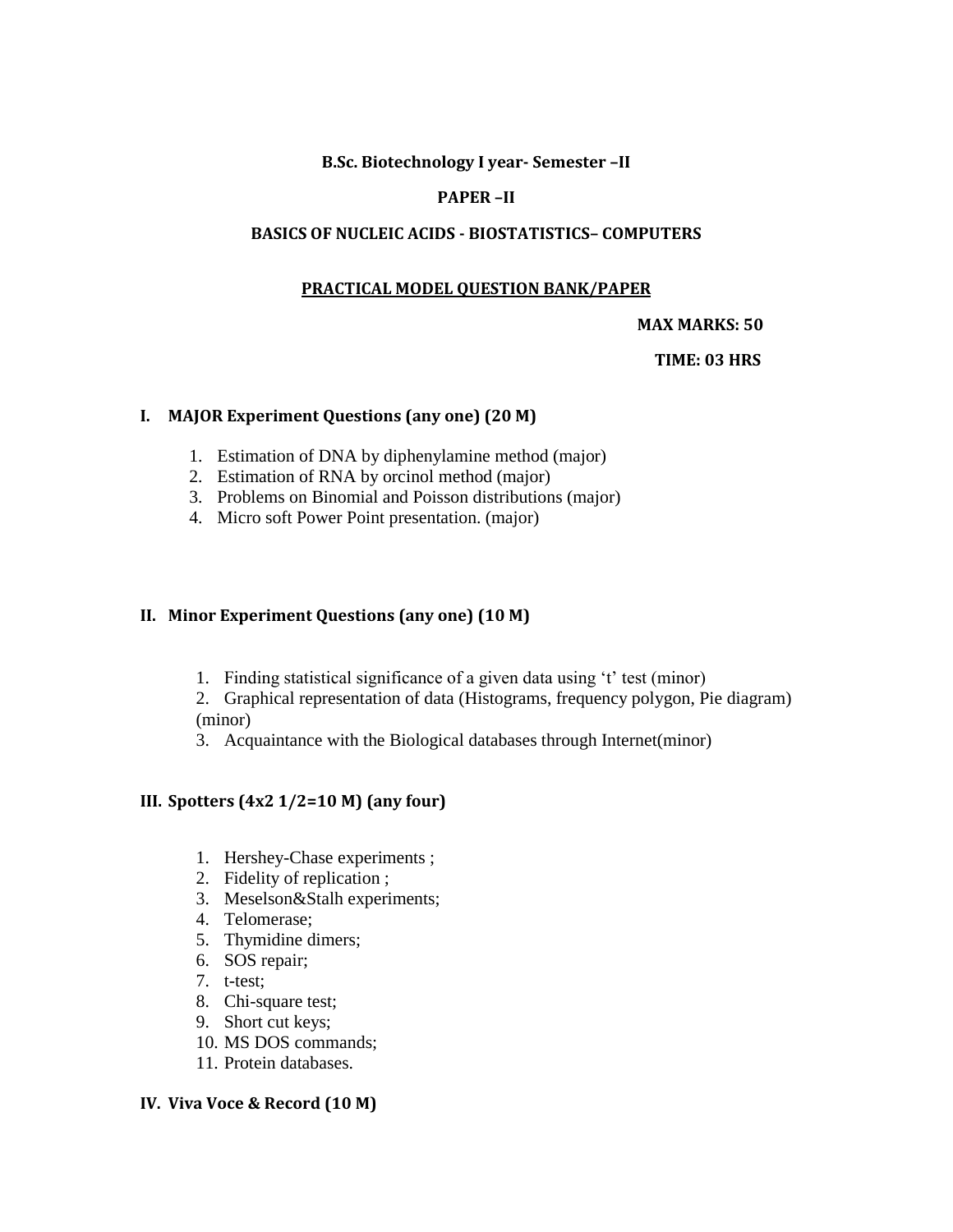**B.Sc. Biotechnology I year- Semester –II**

**PAPER –II**

**BASICS OF NUCLEIC ACIDS - BIOSTATISTICS– COMPUTERS**

**PRACTICAL MODEL QUESTION BANK/PAPER**

**MAX MARKS: 50**

**TIME: 03 HRS**

## I. MAJOR Experiment Questions (any one) (20 M)

1. Estimation of DNA by diphenylamine method (major)
2. Estimation of RNA by orcinol method (major)
3. Problems on Binomial and Poisson distributions (major)
4. Micro soft Power Point presentation. (major)

## II. Minor Experiment Questions (any one) (10 M)

1. Finding statistical significance of a given data using ‘t’ test (minor)
2. Graphical representation of data (Histograms, frequency polygon, Pie diagram) (minor)
3. Acquaintance with the Biological databases through Internet(minor)

## III. Spotters (4x2 1/2=10 M) (any four)

1. Hershey-Chase experiments ;
2. Fidelity of replication ;
3. Meselson&Stalh experiments;
4. Telomerase;
5. Thymidine dimers;
6. SOS repair;
7. t-test;
8. Chi-square test;
9. Short cut keys;
10. MS DOS commands;
11. Protein databases.

## IV. Viva Voce & Record (10 M)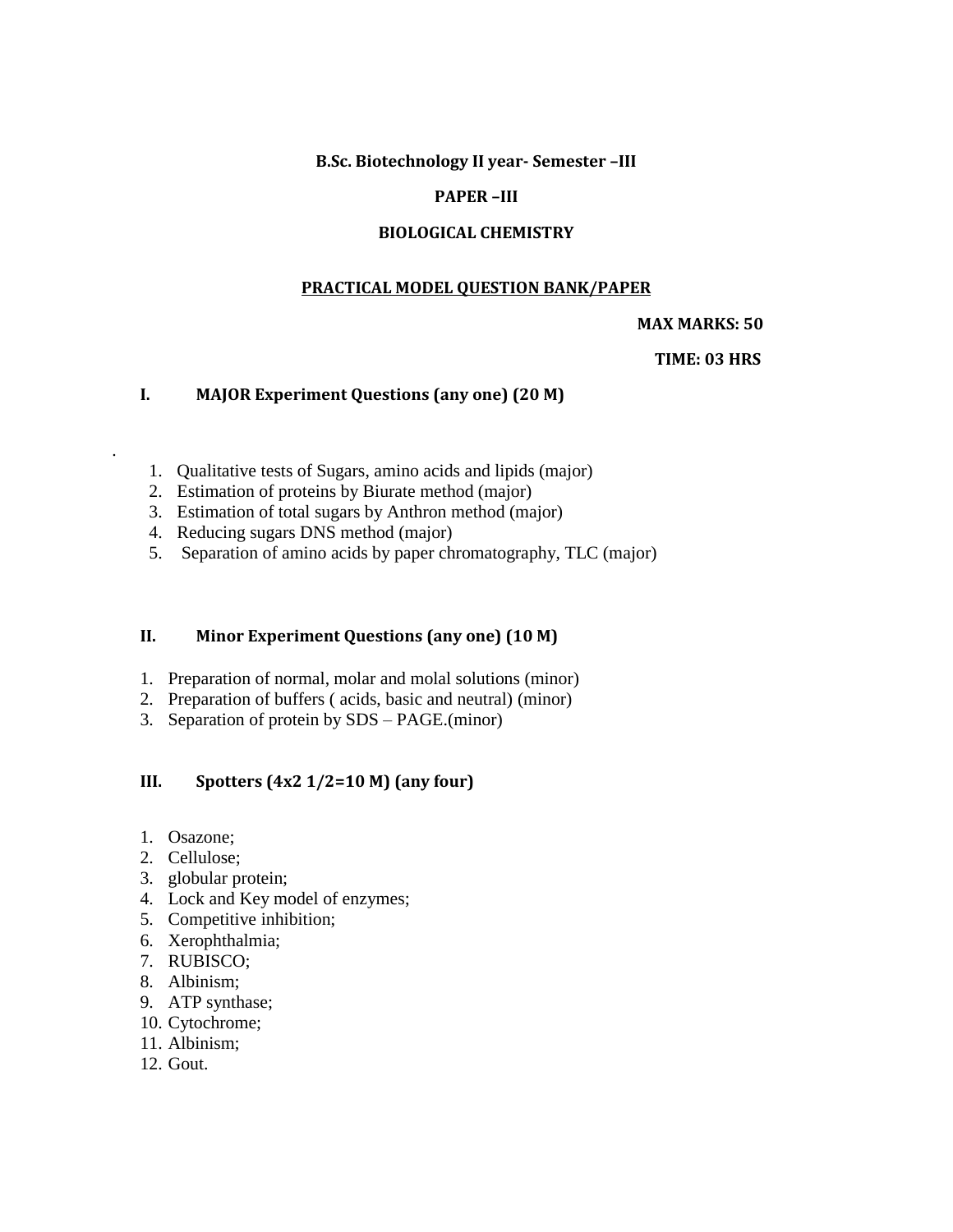**B.Sc. Biotechnology II year- Semester –III**

**PAPER –III**

**BIOLOGICAL CHEMISTRY**

**PRACTICAL MODEL QUESTION BANK/PAPER**

**MAX MARKS: 50**

**TIME: 03 HRS**

## I. MAJOR Experiment Questions (any one) (20 M)

.

1. Qualitative tests of Sugars, amino acids and lipids (major)
2. Estimation of proteins by Biurate method (major)
3. Estimation of total sugars by Anthron method (major)
4. Reducing sugars DNS method (major)
5. Separation of amino acids by paper chromatography, TLC (major)

## II. Minor Experiment Questions (any one) (10 M)

1. Preparation of normal, molar and molal solutions (minor)
2. Preparation of buffers ( acids, basic and neutral) (minor)
3. Separation of protein by SDS – PAGE.(minor)

## III. Spotters (4x2 1/2=10 M) (any four)

1. Osazone;
2. Cellulose;
3. globular protein;
4. Lock and Key model of enzymes;
5. Competitive inhibition;
6. Xerophthalmia;
7. RUBISCO;
8. Albinism;
9. ATP synthase;
10. Cytochrome;
11. Albinism;
12. Gout.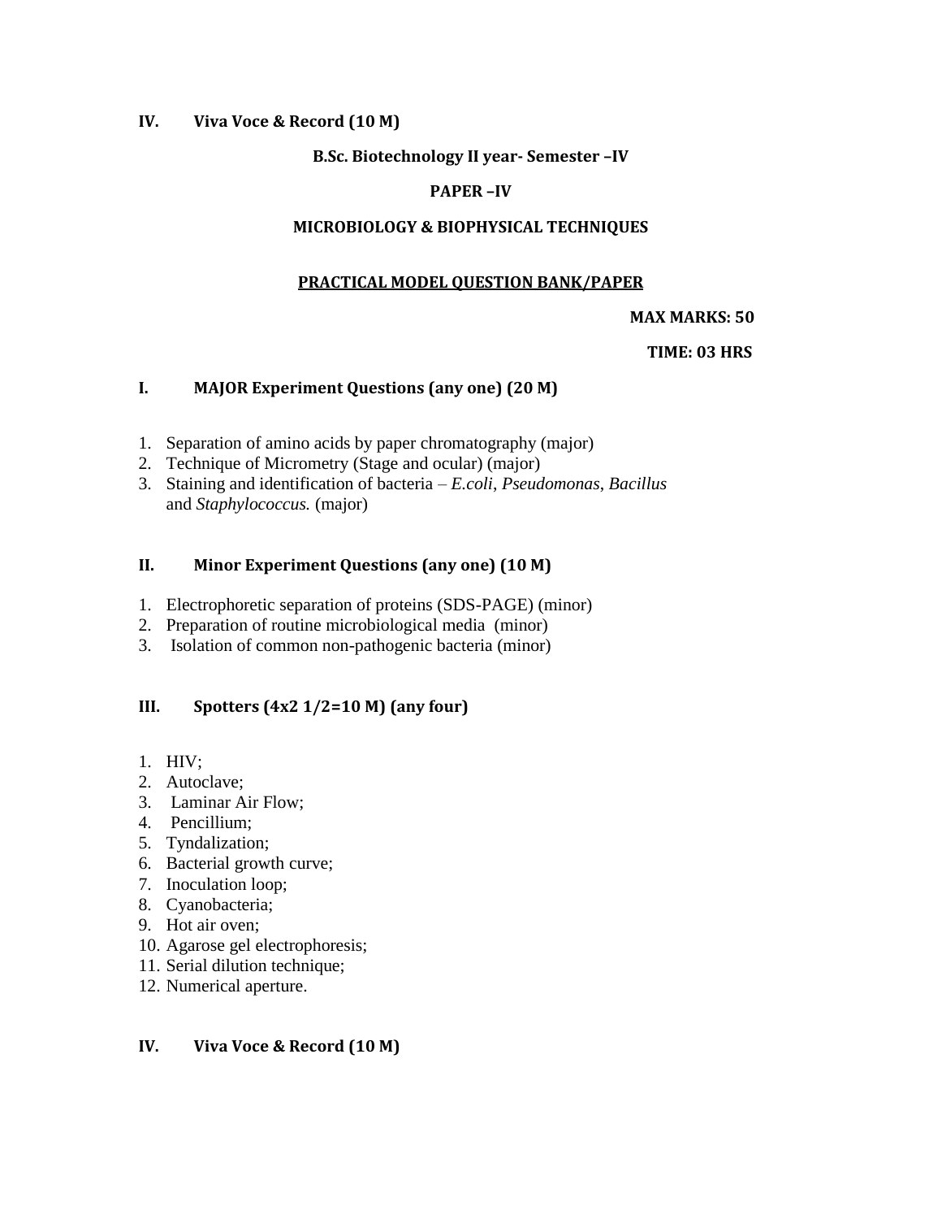**IV. Viva Voce & Record (10 M)**

**B.Sc. Biotechnology II year- Semester –IV**

**PAPER –IV**

**MICROBIOLOGY & BIOPHYSICAL TECHNIQUES**

**PRACTICAL MODEL QUESTION BANK/PAPER**

**MAX MARKS: 50**

**TIME: 03 HRS**

**I. MAJOR Experiment Questions (any one) (20 M)**

1. Separation of amino acids by paper chromatography (major)
2. Technique of Micrometry (Stage and ocular) (major)
3. Staining and identification of bacteria – *E.coli*, *Pseudomonas*, *Bacillus* and *Staphylococcus.* (major)

**II. Minor Experiment Questions (any one) (10 M)**

1. Electrophoretic separation of proteins (SDS-PAGE) (minor)
2. Preparation of routine microbiological media (minor)
3. Isolation of common non-pathogenic bacteria (minor)

**III. Spotters (4x2 1/2=10 M) (any four)**

1. HIV;
2. Autoclave;
3. Laminar Air Flow;
4. Pencillium;
5. Tyndalization;
6. Bacterial growth curve;
7. Inoculation loop;
8. Cyanobacteria;
9. Hot air oven;
10. Agarose gel electrophoresis;
11. Serial dilution technique;
12. Numerical aperture.

**IV. Viva Voce & Record (10 M)**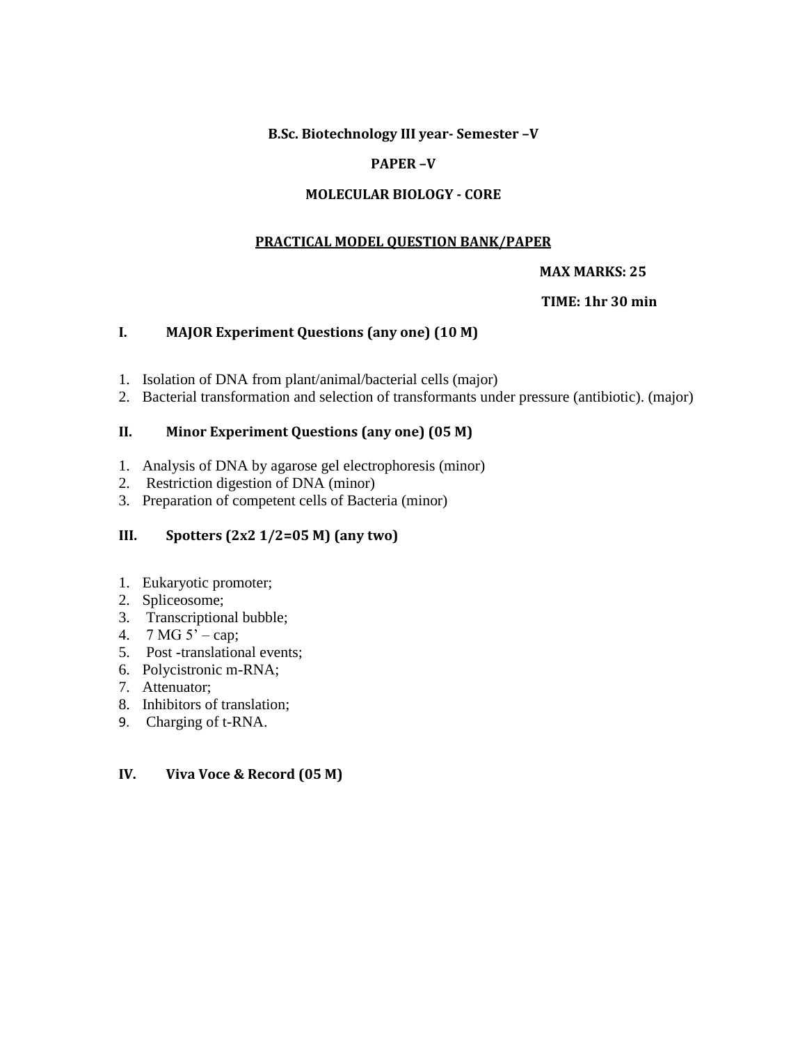**B.Sc. Biotechnology III year- Semester –V**

**PAPER –V**

**MOLECULAR BIOLOGY - CORE**

**PRACTICAL MODEL QUESTION BANK/PAPER**

**MAX MARKS: 25**

**TIME: 1hr 30 min**

## I. MAJOR Experiment Questions (any one) (10 M)

1. Isolation of DNA from plant/animal/bacterial cells (major)
2. Bacterial transformation and selection of transformants under pressure (antibiotic). (major)

## II. Minor Experiment Questions (any one) (05 M)

1. Analysis of DNA by agarose gel electrophoresis (minor)
2. Restriction digestion of DNA (minor)
3. Preparation of competent cells of Bacteria (minor)

## III. Spotters (2x2 1/2=05 M) (any two)

1. Eukaryotic promoter;
2. Spliceosome;
3. Transcriptional bubble;
4. 7 MG 5' – cap;
5. Post -translational events;
6. Polycistronic m-RNA;
7. Attenuator;
8. Inhibitors of translation;
9. Charging of t-RNA.

## IV. Viva Voce & Record (05 M)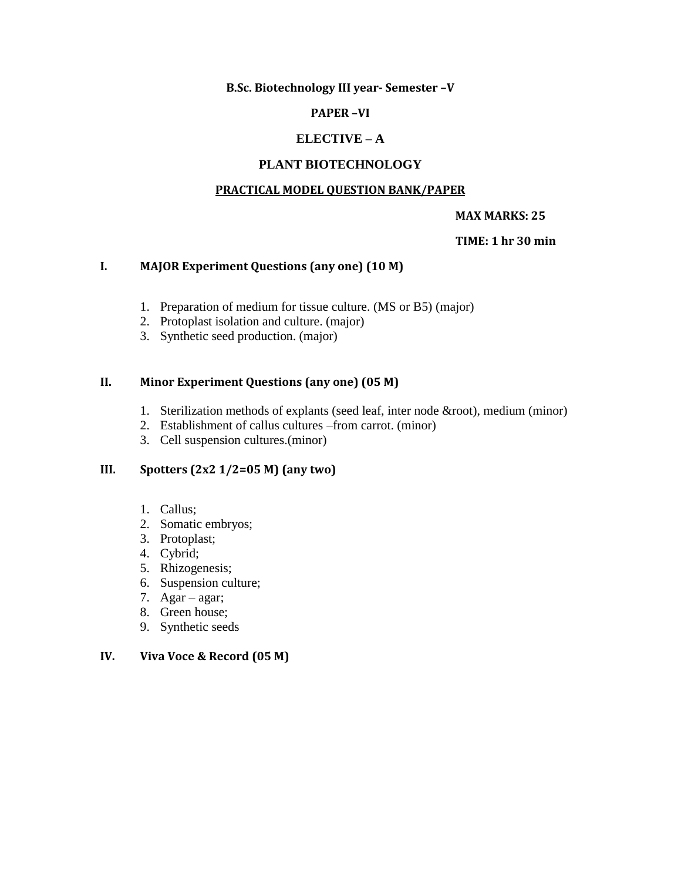**B.Sc. Biotechnology III year- Semester –V**

**PAPER –VI**

**ELECTIVE – A**

**PLANT BIOTECHNOLOGY**

**PRACTICAL MODEL QUESTION BANK/PAPER**

**MAX MARKS: 25**

**TIME: 1 hr 30 min**

## I. MAJOR Experiment Questions (any one) (10 M)

1. Preparation of medium for tissue culture. (MS or B5) (major)
2. Protoplast isolation and culture. (major)
3. Synthetic seed production. (major)

## II. Minor Experiment Questions (any one) (05 M)

1. Sterilization methods of explants (seed leaf, inter node &root), medium (minor)
2. Establishment of callus cultures –from carrot. (minor)
3. Cell suspension cultures.(minor)

## III. Spotters (2x2 1/2=05 M) (any two)

1. Callus;
2. Somatic embryos;
3. Protoplast;
4. Cybrid;
5. Rhizogenesis;
6. Suspension culture;
7. Agar – agar;
8. Green house;
9. Synthetic seeds

## IV. Viva Voce & Record (05 M)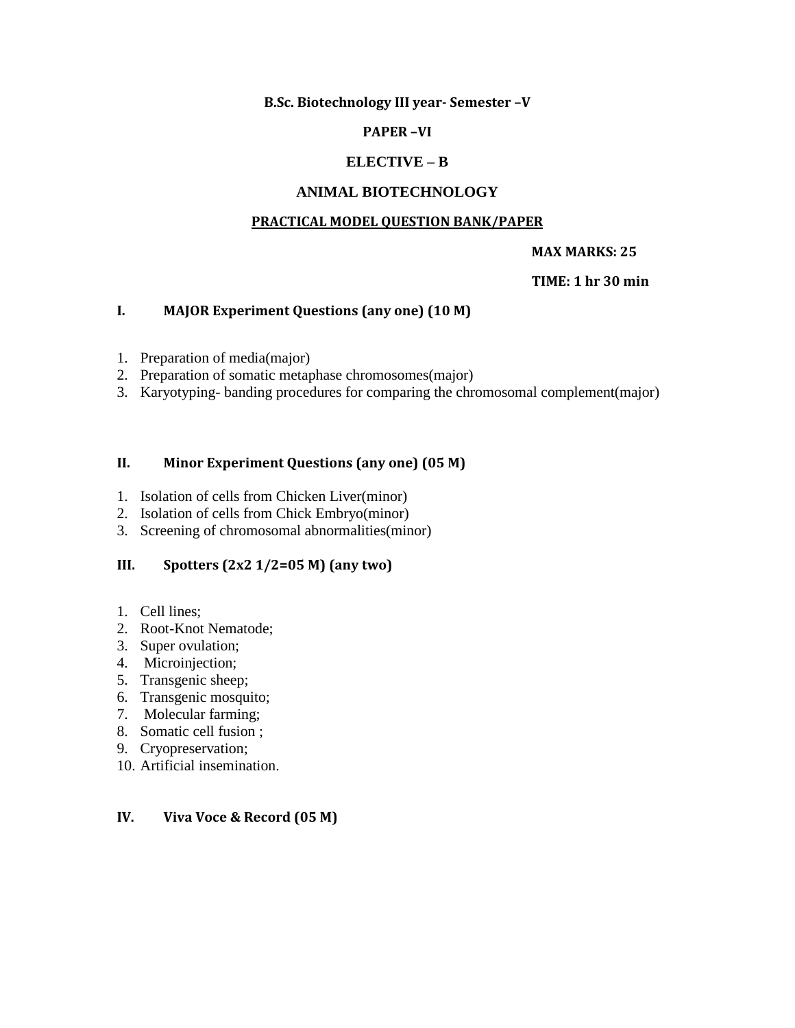**B.Sc. Biotechnology III year- Semester –V**

**PAPER –VI**

**ELECTIVE – B**

**ANIMAL BIOTECHNOLOGY**

**PRACTICAL MODEL QUESTION BANK/PAPER**

**MAX MARKS: 25**

**TIME: 1 hr 30 min**

## I. MAJOR Experiment Questions (any one) (10 M)

1. Preparation of media(major)
2. Preparation of somatic metaphase chromosomes(major)
3. Karyotyping- banding procedures for comparing the chromosomal complement(major)

## II. Minor Experiment Questions (any one) (05 M)

1. Isolation of cells from Chicken Liver(minor)
2. Isolation of cells from Chick Embryo(minor)
3. Screening of chromosomal abnormalities(minor)

## III. Spotters (2x2 1/2=05 M) (any two)

1. Cell lines;
2. Root-Knot Nematode;
3. Super ovulation;
4. Microinjection;
5. Transgenic sheep;
6. Transgenic mosquito;
7. Molecular farming;
8. Somatic cell fusion ;
9. Cryopreservation;
10. Artificial insemination.

## IV. Viva Voce & Record (05 M)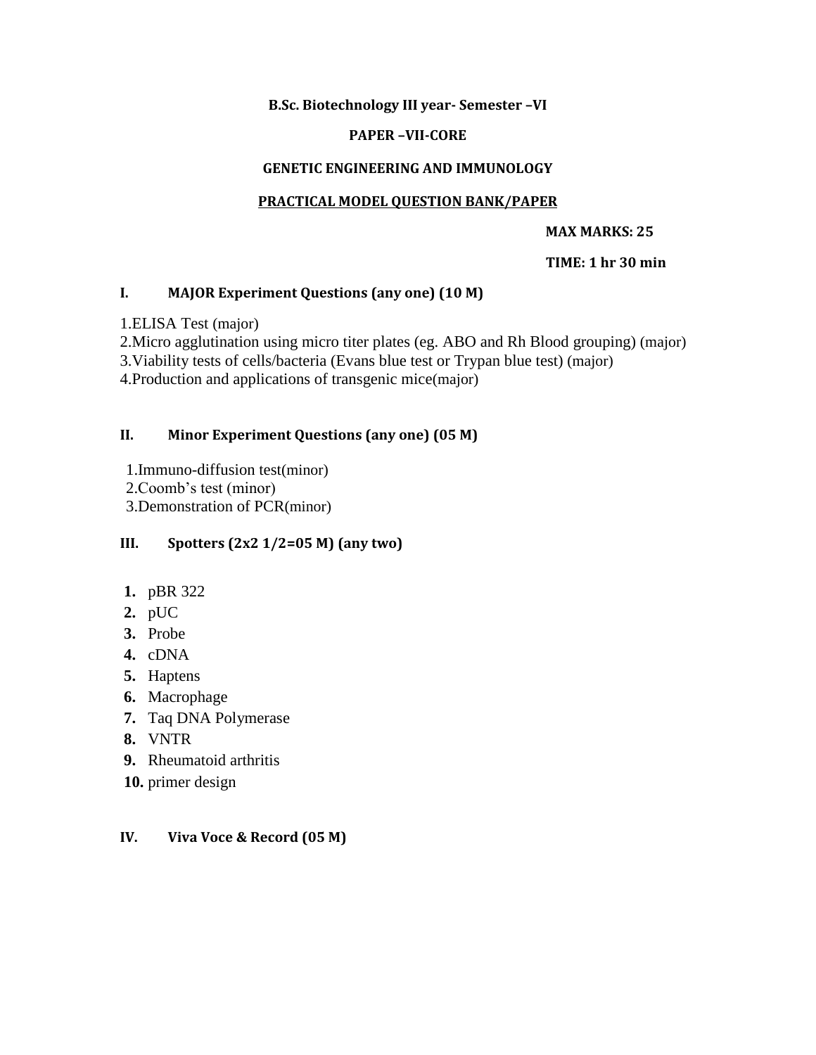**B.Sc. Biotechnology III year- Semester –VI**

**PAPER –VII-CORE**

**GENETIC ENGINEERING AND IMMUNOLOGY**

**PRACTICAL MODEL QUESTION BANK/PAPER**

**MAX MARKS: 25**

**TIME: 1 hr 30 min**

## I. MAJOR Experiment Questions (any one) (10 M)

1.ELISA Test (major)
2.Micro agglutination using micro titer plates (eg. ABO and Rh Blood grouping) (major)
3.Viability tests of cells/bacteria (Evans blue test or Trypan blue test) (major)
4.Production and applications of transgenic mice(major)

## II. Minor Experiment Questions (any one) (05 M)

1.Immuno-diffusion test(minor)
2.Coomb's test (minor)
3.Demonstration of PCR(minor)

## III. Spotters (2x2 1/2=05 M) (any two)

1. pBR 322
2. pUC
3. Probe
4. cDNA
5. Haptens
6. Macrophage
7. Taq DNA Polymerase
8. VNTR
9. Rheumatoid arthritis
10. primer design

## IV. Viva Voce & Record (05 M)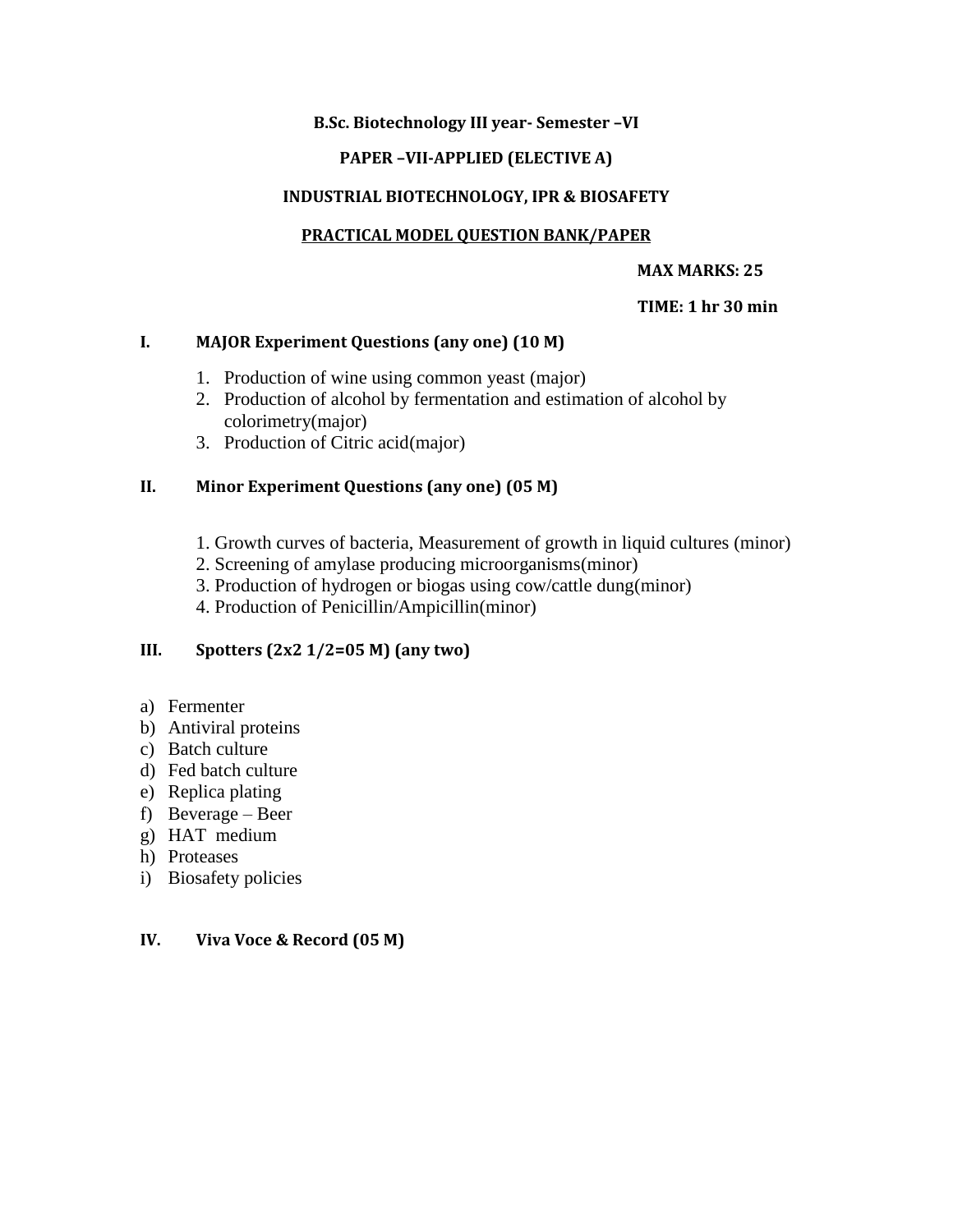**B.Sc. Biotechnology III year- Semester –VI**

**PAPER –VII-APPLIED (ELECTIVE A)**

**INDUSTRIAL BIOTECHNOLOGY, IPR & BIOSAFETY**

**PRACTICAL MODEL QUESTION BANK/PAPER**

**MAX MARKS: 25**

**TIME: 1 hr 30 min**

## I. MAJOR Experiment Questions (any one) (10 M)

1. Production of wine using common yeast (major)
2. Production of alcohol by fermentation and estimation of alcohol by colorimetry(major)
3. Production of Citric acid(major)

## II. Minor Experiment Questions (any one) (05 M)

1. Growth curves of bacteria, Measurement of growth in liquid cultures (minor)
2. Screening of amylase producing microorganisms(minor)
3. Production of hydrogen or biogas using cow/cattle dung(minor)
4. Production of Penicillin/Ampicillin(minor)

## III. Spotters (2x2 1/2=05 M) (any two)

a) Fermenter
b) Antiviral proteins
c) Batch culture
d) Fed batch culture
e) Replica plating
f) Beverage – Beer
g) HAT medium
h) Proteases
i) Biosafety policies

## IV. Viva Voce & Record (05 M)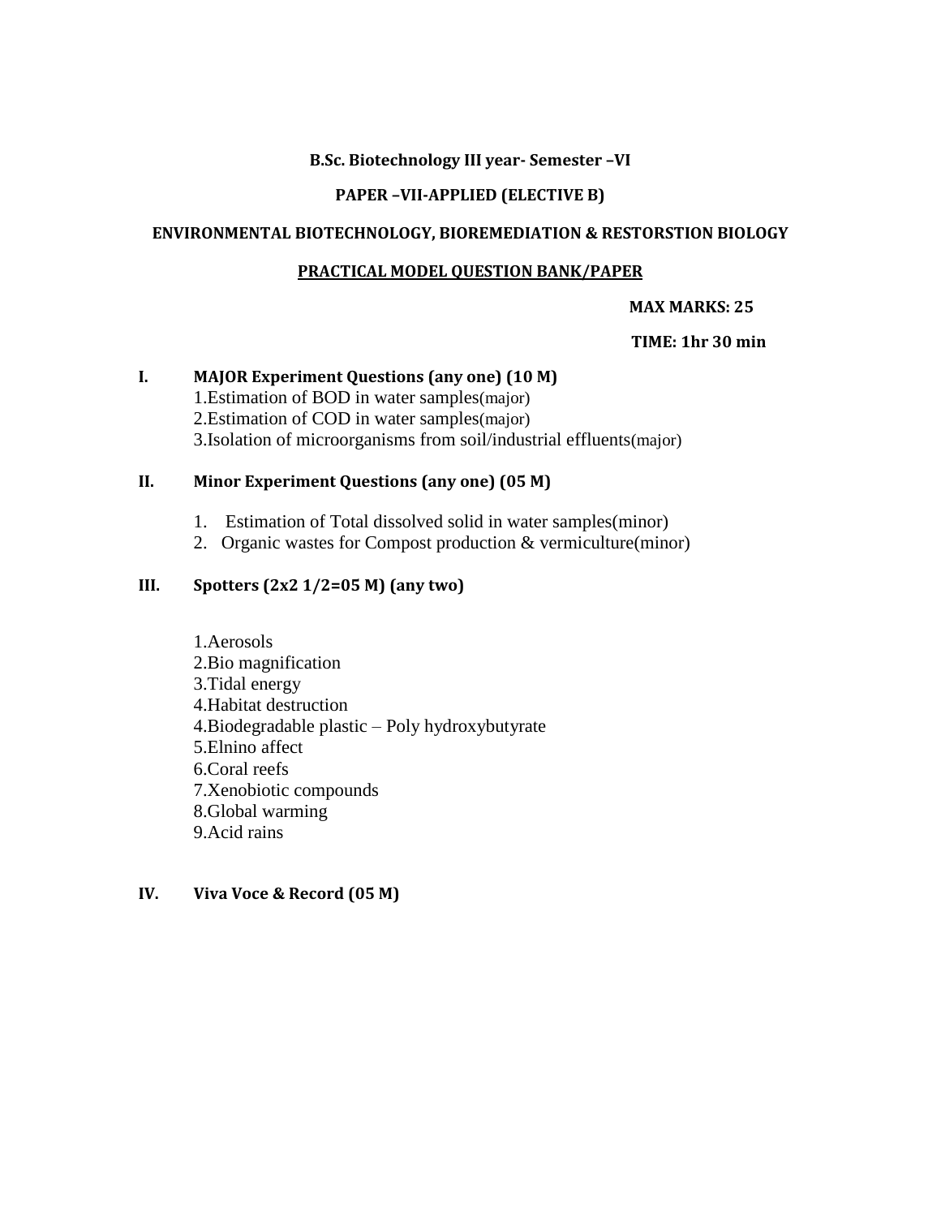**B.Sc. Biotechnology III year- Semester –VI**

**PAPER –VII-APPLIED (ELECTIVE B)**

**ENVIRONMENTAL BIOTECHNOLOGY, BIOREMEDIATION & RESTORSTION BIOLOGY**

**PRACTICAL MODEL QUESTION BANK/PAPER**

**MAX MARKS: 25**

**TIME: 1hr 30 min**

**I. MAJOR Experiment Questions (any one) (10 M)**

1.Estimation of BOD in water samples(major)
2.Estimation of COD in water samples(major)
3.Isolation of microorganisms from soil/industrial effluents(major)

**II. Minor Experiment Questions (any one) (05 M)**

1. Estimation of Total dissolved solid in water samples(minor)
2. Organic wastes for Compost production & vermiculture(minor)

**III. Spotters (2x2 1/2=05 M) (any two)**

1.Aerosols
2.Bio magnification
3.Tidal energy
4.Habitat destruction
4.Biodegradable plastic – Poly hydroxybutyrate
5.Elnino affect
6.Coral reefs
7.Xenobiotic compounds
8.Global warming
9.Acid rains

**IV. Viva Voce & Record (05 M)**